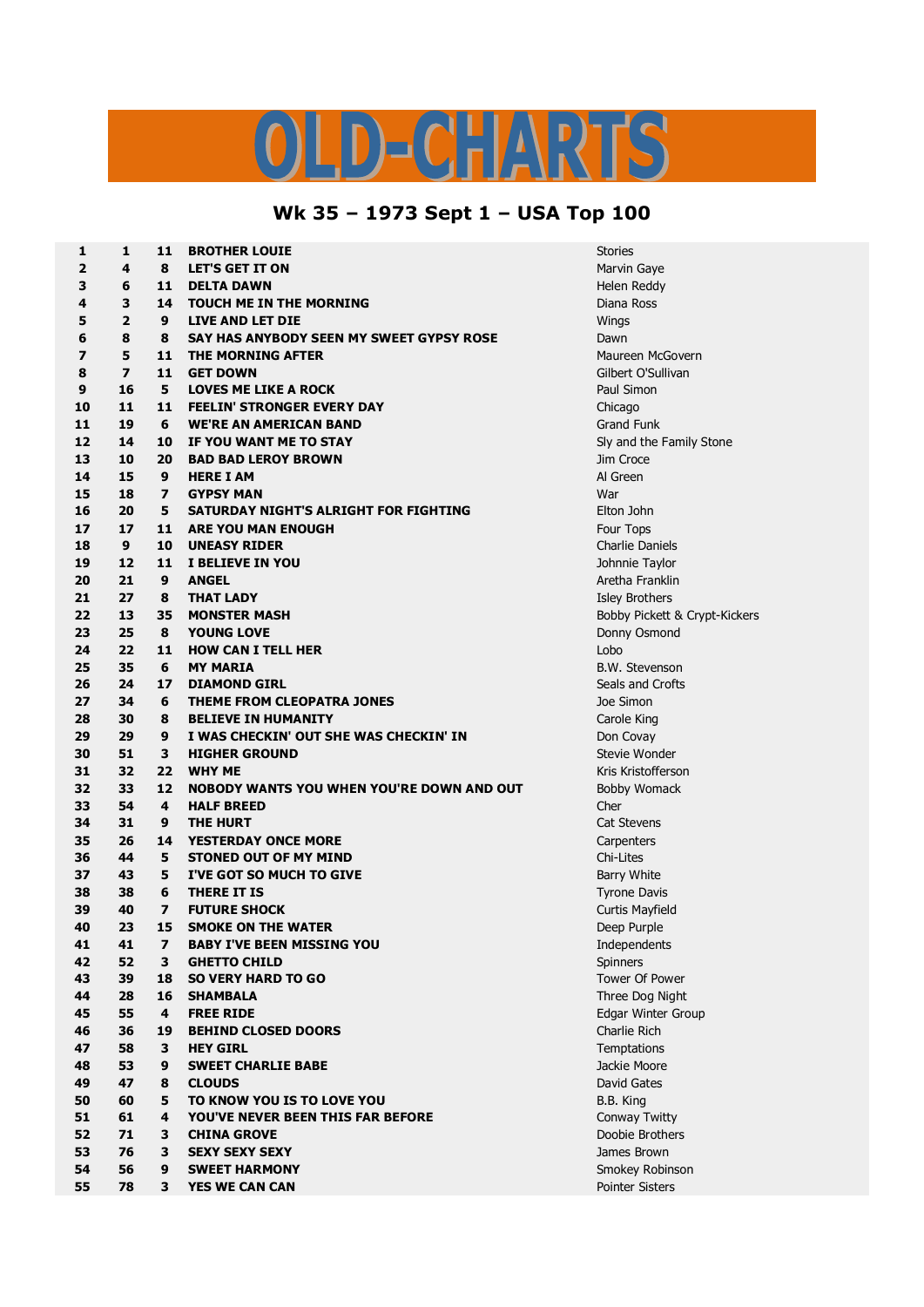# OLD-CHARTS

## Wk 35 – 1973 Sept 1 – USA Top 100

| | | | | |
|---|---|---|---|---|
| 1 | 1 | 11 | BROTHER LOUIE | Stories |
| 2 | 4 | 8 | LET'S GET IT ON | Marvin Gaye |
| 3 | 6 | 11 | DELTA DAWN | Helen Reddy |
| 4 | 3 | 14 | TOUCH ME IN THE MORNING | Diana Ross |
| 5 | 2 | 9 | LIVE AND LET DIE | Wings |
| 6 | 8 | 8 | SAY HAS ANYBODY SEEN MY SWEET GYPSY ROSE | Dawn |
| 7 | 5 | 11 | THE MORNING AFTER | Maureen McGovern |
| 8 | 7 | 11 | GET DOWN | Gilbert O'Sullivan |
| 9 | 16 | 5 | LOVES ME LIKE A ROCK | Paul Simon |
| 10 | 11 | 11 | FEELIN' STRONGER EVERY DAY | Chicago |
| 11 | 19 | 6 | WE'RE AN AMERICAN BAND | Grand Funk |
| 12 | 14 | 10 | IF YOU WANT ME TO STAY | Sly and the Family Stone |
| 13 | 10 | 20 | BAD BAD LEROY BROWN | Jim Croce |
| 14 | 15 | 9 | HERE I AM | Al Green |
| 15 | 18 | 7 | GYPSY MAN | War |
| 16 | 20 | 5 | SATURDAY NIGHT'S ALRIGHT FOR FIGHTING | Elton John |
| 17 | 17 | 11 | ARE YOU MAN ENOUGH | Four Tops |
| 18 | 9 | 10 | UNEASY RIDER | Charlie Daniels |
| 19 | 12 | 11 | I BELIEVE IN YOU | Johnnie Taylor |
| 20 | 21 | 9 | ANGEL | Aretha Franklin |
| 21 | 27 | 8 | THAT LADY | Isley Brothers |
| 22 | 13 | 35 | MONSTER MASH | Bobby Pickett & Crypt-Kickers |
| 23 | 25 | 8 | YOUNG LOVE | Donny Osmond |
| 24 | 22 | 11 | HOW CAN I TELL HER | Lobo |
| 25 | 35 | 6 | MY MARIA | B.W. Stevenson |
| 26 | 24 | 17 | DIAMOND GIRL | Seals and Crofts |
| 27 | 34 | 6 | THEME FROM CLEOPATRA JONES | Joe Simon |
| 28 | 30 | 8 | BELIEVE IN HUMANITY | Carole King |
| 29 | 29 | 9 | I WAS CHECKIN' OUT SHE WAS CHECKIN' IN | Don Covay |
| 30 | 51 | 3 | HIGHER GROUND | Stevie Wonder |
| 31 | 32 | 22 | WHY ME | Kris Kristofferson |
| 32 | 33 | 12 | NOBODY WANTS YOU WHEN YOU'RE DOWN AND OUT | Bobby Womack |
| 33 | 54 | 4 | HALF BREED | Cher |
| 34 | 31 | 9 | THE HURT | Cat Stevens |
| 35 | 26 | 14 | YESTERDAY ONCE MORE | Carpenters |
| 36 | 44 | 5 | STONED OUT OF MY MIND | Chi-Lites |
| 37 | 43 | 5 | I'VE GOT SO MUCH TO GIVE | Barry White |
| 38 | 38 | 6 | THERE IT IS | Tyrone Davis |
| 39 | 40 | 7 | FUTURE SHOCK | Curtis Mayfield |
| 40 | 23 | 15 | SMOKE ON THE WATER | Deep Purple |
| 41 | 41 | 7 | BABY I'VE BEEN MISSING YOU | Independents |
| 42 | 52 | 3 | GHETTO CHILD | Spinners |
| 43 | 39 | 18 | SO VERY HARD TO GO | Tower Of Power |
| 44 | 28 | 16 | SHAMBALA | Three Dog Night |
| 45 | 55 | 4 | FREE RIDE | Edgar Winter Group |
| 46 | 36 | 19 | BEHIND CLOSED DOORS | Charlie Rich |
| 47 | 58 | 3 | HEY GIRL | Temptations |
| 48 | 53 | 9 | SWEET CHARLIE BABE | Jackie Moore |
| 49 | 47 | 8 | CLOUDS | David Gates |
| 50 | 60 | 5 | TO KNOW YOU IS TO LOVE YOU | B.B. King |
| 51 | 61 | 4 | YOU'VE NEVER BEEN THIS FAR BEFORE | Conway Twitty |
| 52 | 71 | 3 | CHINA GROVE | Doobie Brothers |
| 53 | 76 | 3 | SEXY SEXY SEXY | James Brown |
| 54 | 56 | 9 | SWEET HARMONY | Smokey Robinson |
| 55 | 78 | 3 | YES WE CAN CAN | Pointer Sisters |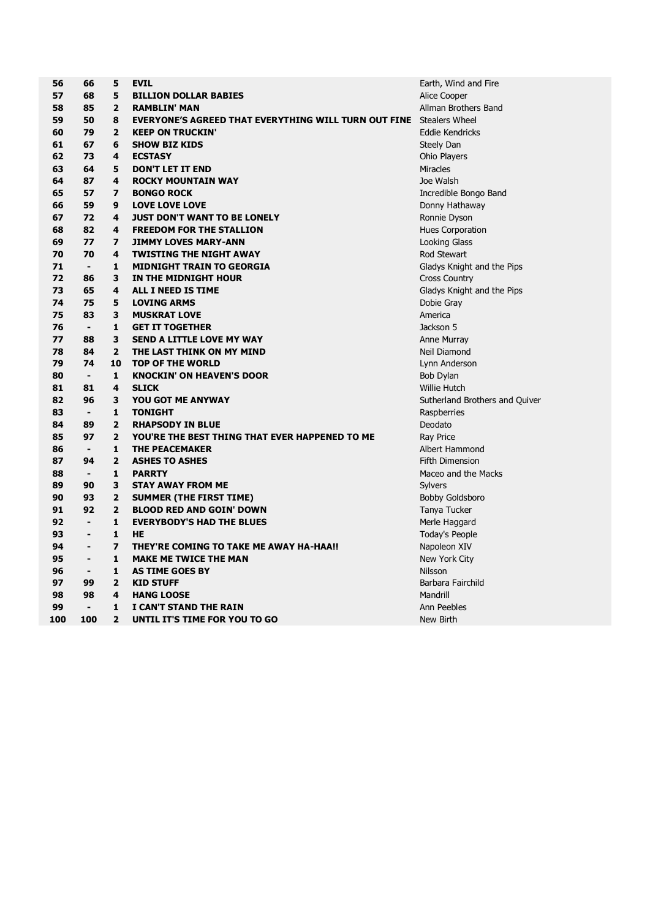| | | | | |
|---|---|---|---|---|
| 56 | 66 | 5 | **EVIL** | Earth, Wind and Fire |
| 57 | 68 | 5 | **BILLION DOLLAR BABIES** | Alice Cooper |
| 58 | 85 | 2 | **RAMBLIN' MAN** | Allman Brothers Band |
| 59 | 50 | 8 | **EVERYONE'S AGREED THAT EVERYTHING WILL TURN OUT FINE** | Stealers Wheel |
| 60 | 79 | 2 | **KEEP ON TRUCKIN'** | Eddie Kendricks |
| 61 | 67 | 6 | **SHOW BIZ KIDS** | Steely Dan |
| 62 | 73 | 4 | **ECSTASY** | Ohio Players |
| 63 | 64 | 5 | **DON'T LET IT END** | Miracles |
| 64 | 87 | 4 | **ROCKY MOUNTAIN WAY** | Joe Walsh |
| 65 | 57 | 7 | **BONGO ROCK** | Incredible Bongo Band |
| 66 | 59 | 9 | **LOVE LOVE LOVE** | Donny Hathaway |
| 67 | 72 | 4 | **JUST DON'T WANT TO BE LONELY** | Ronnie Dyson |
| 68 | 82 | 4 | **FREEDOM FOR THE STALLION** | Hues Corporation |
| 69 | 77 | 7 | **JIMMY LOVES MARY-ANN** | Looking Glass |
| 70 | 70 | 4 | **TWISTING THE NIGHT AWAY** | Rod Stewart |
| 71 | - | 1 | **MIDNIGHT TRAIN TO GEORGIA** | Gladys Knight and the Pips |
| 72 | 86 | 3 | **IN THE MIDNIGHT HOUR** | Cross Country |
| 73 | 65 | 4 | **ALL I NEED IS TIME** | Gladys Knight and the Pips |
| 74 | 75 | 5 | **LOVING ARMS** | Dobie Gray |
| 75 | 83 | 3 | **MUSKRAT LOVE** | America |
| 76 | - | 1 | **GET IT TOGETHER** | Jackson 5 |
| 77 | 88 | 3 | **SEND A LITTLE LOVE MY WAY** | Anne Murray |
| 78 | 84 | 2 | **THE LAST THINK ON MY MIND** | Neil Diamond |
| 79 | 74 | 10 | **TOP OF THE WORLD** | Lynn Anderson |
| 80 | - | 1 | **KNOCKIN' ON HEAVEN'S DOOR** | Bob Dylan |
| 81 | 81 | 4 | **SLICK** | Willie Hutch |
| 82 | 96 | 3 | **YOU GOT ME ANYWAY** | Sutherland Brothers and Quiver |
| 83 | - | 1 | **TONIGHT** | Raspberries |
| 84 | 89 | 2 | **RHAPSODY IN BLUE** | Deodato |
| 85 | 97 | 2 | **YOU'RE THE BEST THING THAT EVER HAPPENED TO ME** | Ray Price |
| 86 | - | 1 | **THE PEACEMAKER** | Albert Hammond |
| 87 | 94 | 2 | **ASHES TO ASHES** | Fifth Dimension |
| 88 | - | 1 | **PARRTY** | Maceo and the Macks |
| 89 | 90 | 3 | **STAY AWAY FROM ME** | Sylvers |
| 90 | 93 | 2 | **SUMMER (THE FIRST TIME)** | Bobby Goldsboro |
| 91 | 92 | 2 | **BLOOD RED AND GOIN' DOWN** | Tanya Tucker |
| 92 | - | 1 | **EVERYBODY'S HAD THE BLUES** | Merle Haggard |
| 93 | - | 1 | **HE** | Today's People |
| 94 | - | 7 | **THEY'RE COMING TO TAKE ME AWAY HA-HAA!!** | Napoleon XIV |
| 95 | - | 1 | **MAKE ME TWICE THE MAN** | New York City |
| 96 | - | 1 | **AS TIME GOES BY** | Nilsson |
| 97 | 99 | 2 | **KID STUFF** | Barbara Fairchild |
| 98 | 98 | 4 | **HANG LOOSE** | Mandrill |
| 99 | - | 1 | **I CAN'T STAND THE RAIN** | Ann Peebles |
| 100 | 100 | 2 | **UNTIL IT'S TIME FOR YOU TO GO** | New Birth |